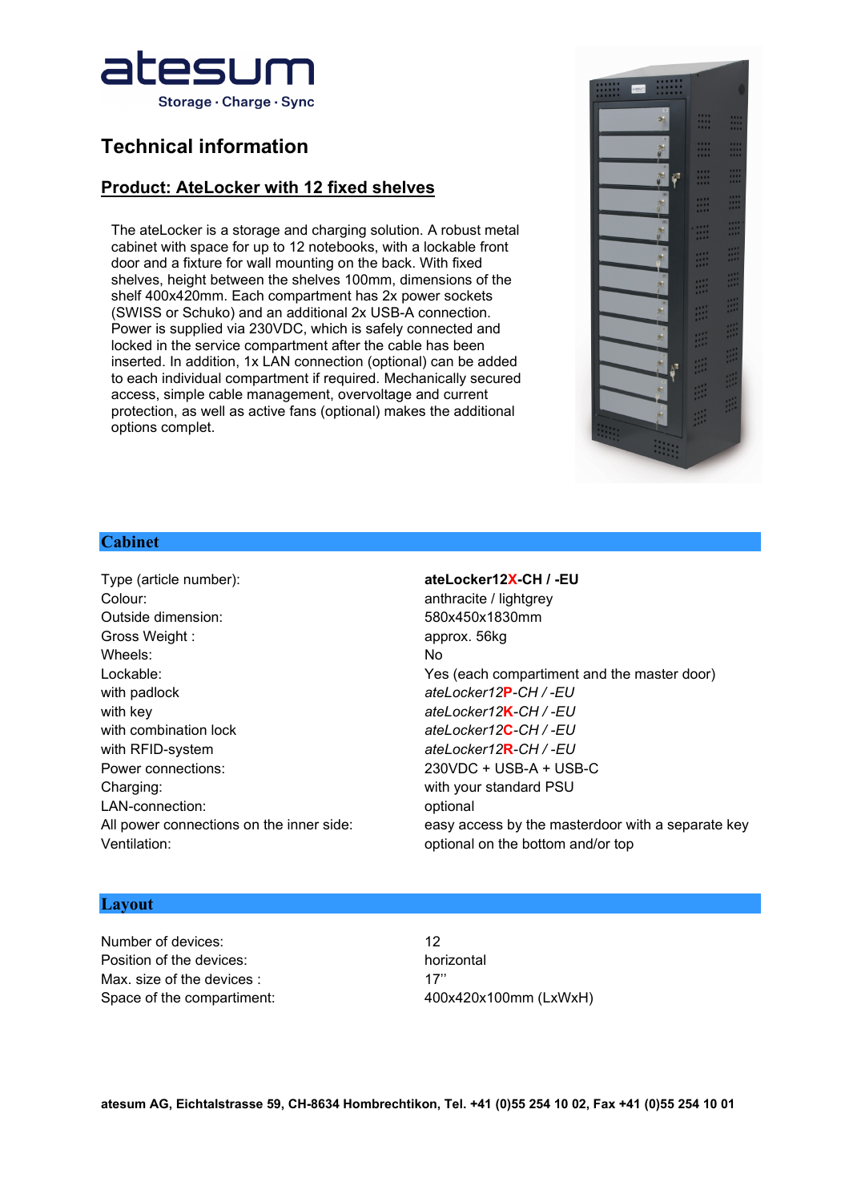atesum

Storage · Charge · Sync

# Technical information

## Product: AteLocker with 12 fixed shelves

The ateLocker is a storage and charging solution. A robust metal cabinet with space for up to 12 notebooks, with a lockable front door and a fixture for wall mounting on the back. With fixed shelves, height between the shelves 100mm, dimensions of the shelf 400x420mm. Each compartment has 2x power sockets (SWISS or Schuko) and an additional 2x USB-A connection. Power is supplied via 230VDC, which is safely connected and locked in the service compartment after the cable has been inserted. In addition, 1x LAN connection (optional) can be added to each individual compartment if required. Mechanically secured access, simple cable management, overvoltage and current protection, as well as active fans (optional) makes the additional options complet.

## Cabinet

| | |
|---|---|
| Type (article number): | **ateLocker12X-CH / -EU** |
| Colour: | anthracite / lightgrey |
| Outside dimension: | 580x450x1830mm |
| Gross Weight : | approx. 56kg |
| Wheels: | No |
| Lockable: | Yes (each compartiment and the master door) |
| with padlock | *ateLocker12**P**-CH / -EU* |
| with key | *ateLocker12**K**-CH / -EU* |
| with combination lock | *ateLocker12**C**-CH / -EU* |
| with RFID-system | *ateLocker12**R**-CH / -EU* |
| Power connections: | 230VDC + USB-A + USB-C |
| Charging: | with your standard PSU |
| LAN-connection: | optional |
| All power connections on the inner side: | easy access by the masterdoor with a separate key |
| Ventilation: | optional on the bottom and/or top |

## Layout

| | |
|---|---|
| Number of devices: | 12 |
| Position of the devices: | horizontal |
| Max. size of the devices : | 17’’ |
| Space of the compartment: | 400x420x100mm (LxWxH) |

**atesum AG, Eichtalstrasse 59, CH-8634 Hombrechtikon, Tel. +41 (0)55 254 10 02, Fax +41 (0)55 254 10 01**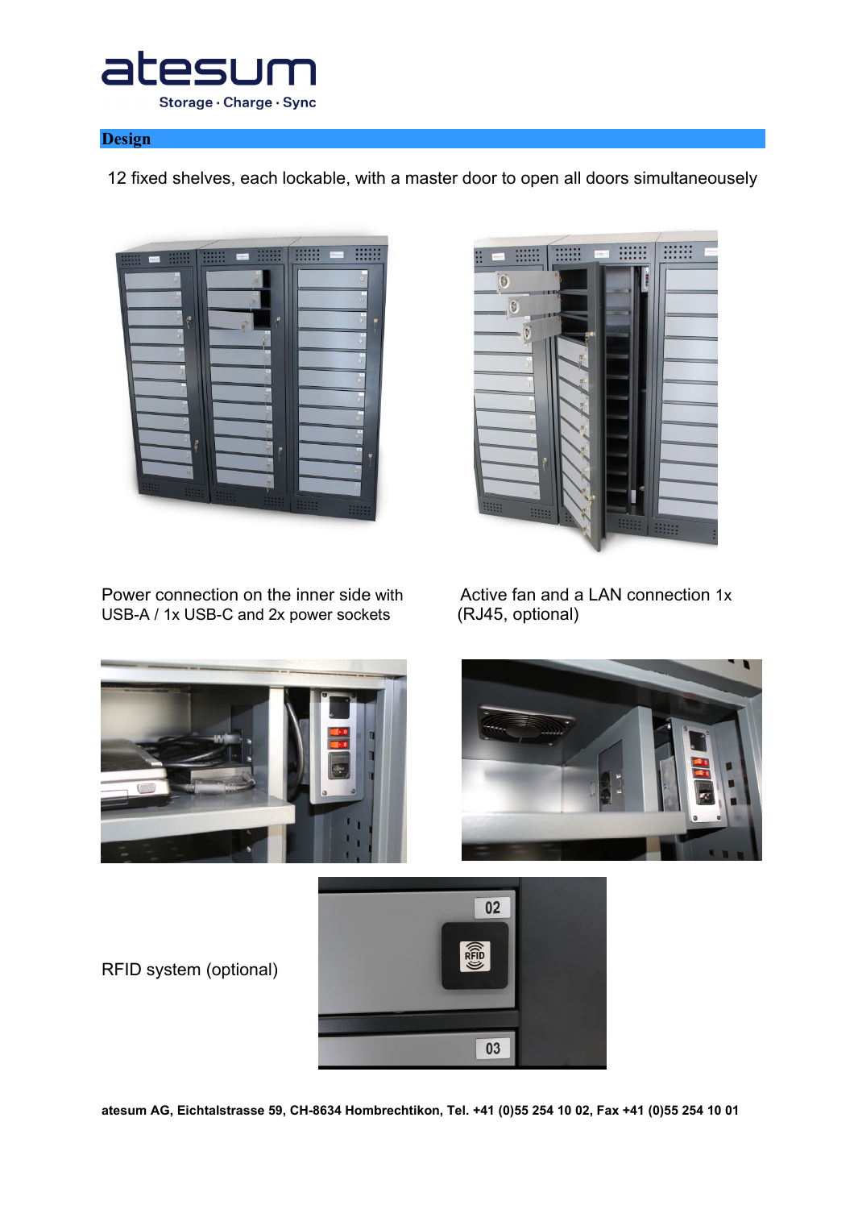## Design

12 fixed shelves, each lockable, with a master door to open all doors simultaneously

Power connection on the inner side with USB-A / 1x USB-C and 2x power sockets

Active fan and a LAN connection 1x (RJ45, optional)

RFID system (optional)

**atesum AG, Eichtalstrasse 59, CH-8634 Hombrechtikon, Tel. +41 (0)55 254 10 02, Fax +41 (0)55 254 10 01**